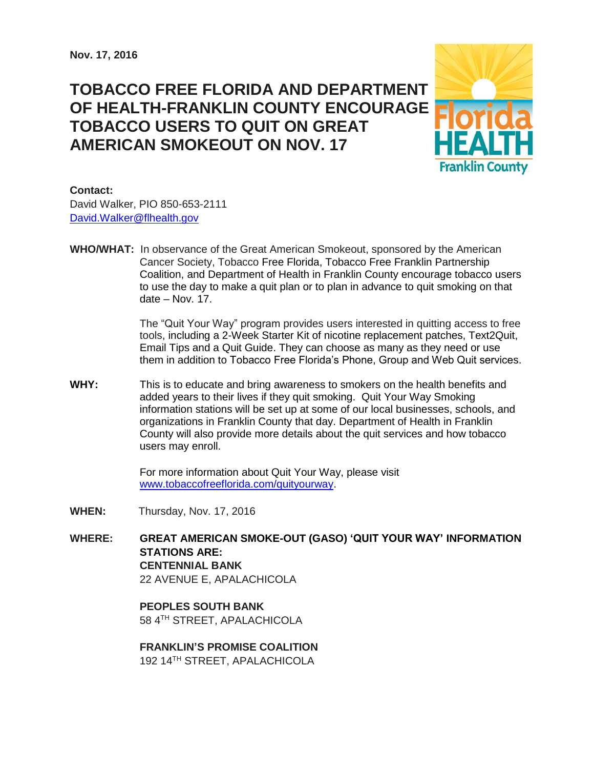**Nov. 17, 2016**

# TOBACCO FREE FLORIDA AND DEPARTMENT OF HEALTH-FRANKLIN COUNTY ENCOURAGE TOBACCO USERS TO QUIT ON GREAT AMERICAN SMOKEOUT ON NOV. 17

**Contact:**
David Walker, PIO 850-653-2111
David.Walker@flhealth.gov

**WHO/WHAT:** In observance of the Great American Smokeout, sponsored by the American Cancer Society, Tobacco Free Florida, Tobacco Free Franklin Partnership Coalition, and Department of Health in Franklin County encourage tobacco users to use the day to make a quit plan or to plan in advance to quit smoking on that date – Nov. 17.

The "Quit Your Way" program provides users interested in quitting access to free tools, including a 2-Week Starter Kit of nicotine replacement patches, Text2Quit, Email Tips and a Quit Guide. They can choose as many as they need or use them in addition to Tobacco Free Florida's Phone, Group and Web Quit services.

**WHY:** This is to educate and bring awareness to smokers on the health benefits and added years to their lives if they quit smoking. Quit Your Way Smoking information stations will be set up at some of our local businesses, schools, and organizations in Franklin County that day. Department of Health in Franklin County will also provide more details about the quit services and how tobacco users may enroll.

For more information about Quit Your Way, please visit www.tobaccofreeflorida.com/quityourway.

**WHEN:** Thursday, Nov. 17, 2016

**WHERE:** **GREAT AMERICAN SMOKE-OUT (GASO) 'QUIT YOUR WAY' INFORMATION STATIONS ARE:**

**CENTENNIAL BANK**
22 AVENUE E, APALACHICOLA

**PEOPLES SOUTH BANK**
58 4TH STREET, APALACHICOLA

**FRANKLIN'S PROMISE COALITION**
192 14TH STREET, APALACHICOLA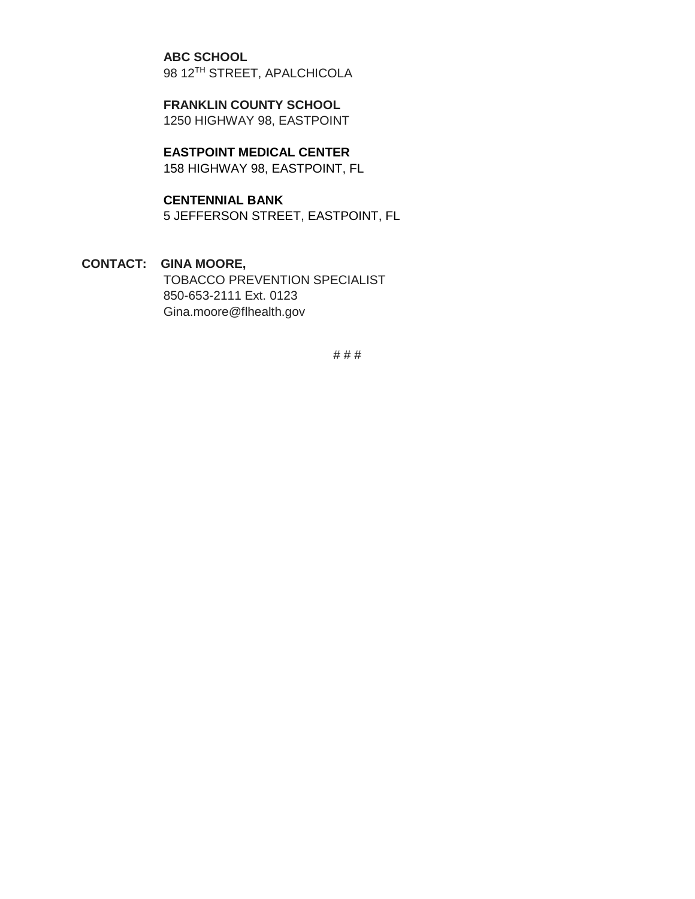**ABC SCHOOL**
98 12TH STREET, APALCHICOLA

**FRANKLIN COUNTY SCHOOL**
1250 HIGHWAY 98, EASTPOINT

**EASTPOINT MEDICAL CENTER**
158 HIGHWAY 98, EASTPOINT, FL

**CENTENNIAL BANK**
5 JEFFERSON STREET, EASTPOINT, FL

**CONTACT:** **GINA MOORE,**
TOBACCO PREVENTION SPECIALIST
850-653-2111 Ext. 0123
Gina.moore@flhealth.gov

# # #